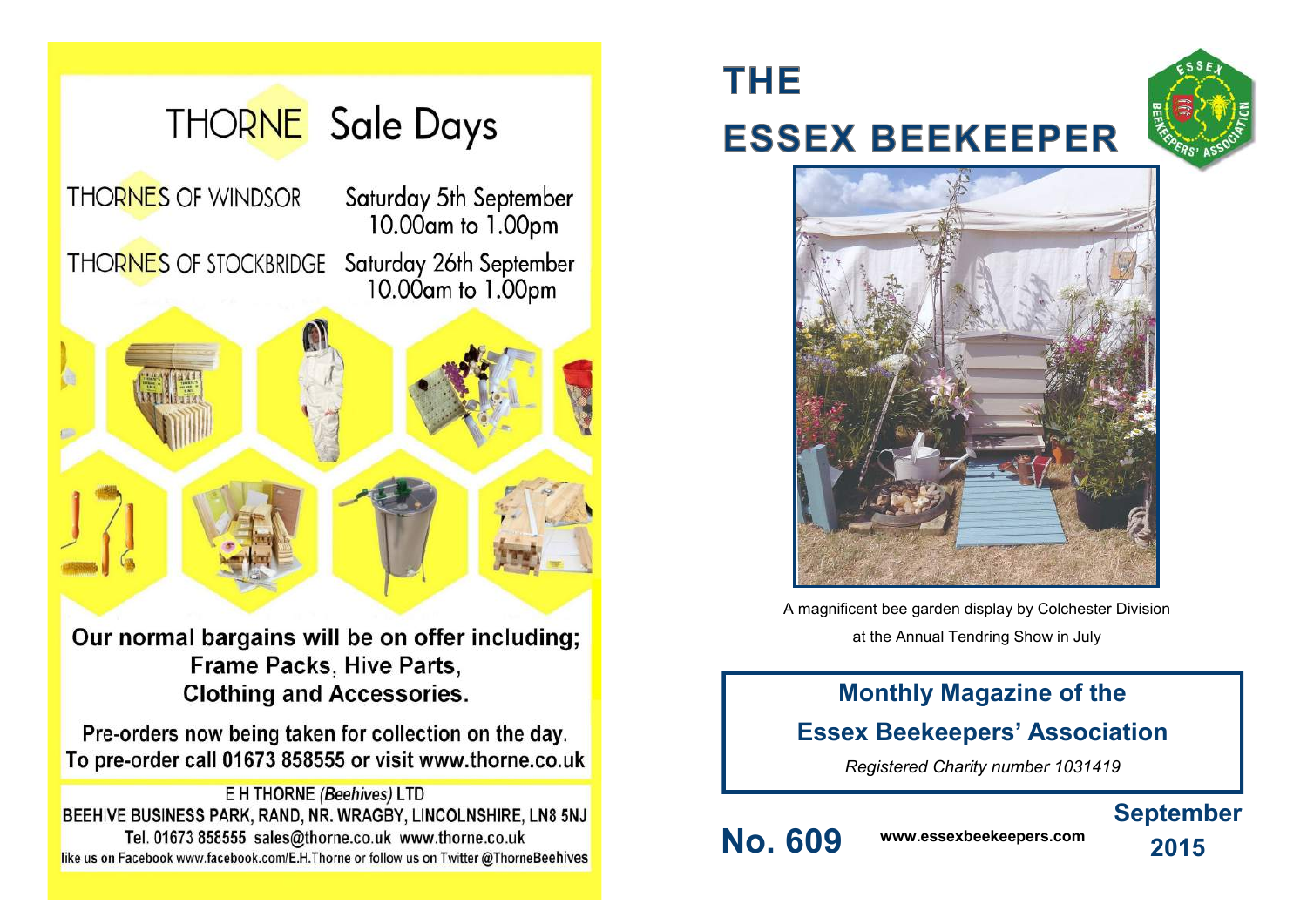# THORNE Sale Days

THORNES OF WINDSOR — Saturday 5th September 10.00am to 1.00pm

THORNES OF STOCKBRIDGE — Saturday 26th September 10.00am to 1.00pm

**Our normal bargains will be on offer including; Frame Packs, Hive Parts, Clothing and Accessories.**

Pre-orders now being taken for collection on the day.
To pre-order call 01673 858555 or visit www.thorne.co.uk

E H THORNE *(Beehives)* LTD
BEEHIVE BUSINESS PARK, RAND, NR. WRAGBY, LINCOLNSHIRE, LN8 5NJ
Tel. 01673 858555 sales@thorne.co.uk www.thorne.co.uk
like us on Facebook www.facebook.com/E.H.Thorne or follow us on Twitter @ThorneBeehives

# THE ESSEX BEEKEEPER

A magnificent bee garden display by Colchester Division at the Annual Tendring Show in July

## Monthly Magazine of the Essex Beekeepers' Association

*Registered Charity number 1031419*

**No. 609** **www.essexbeekeepers.com** **September 2015**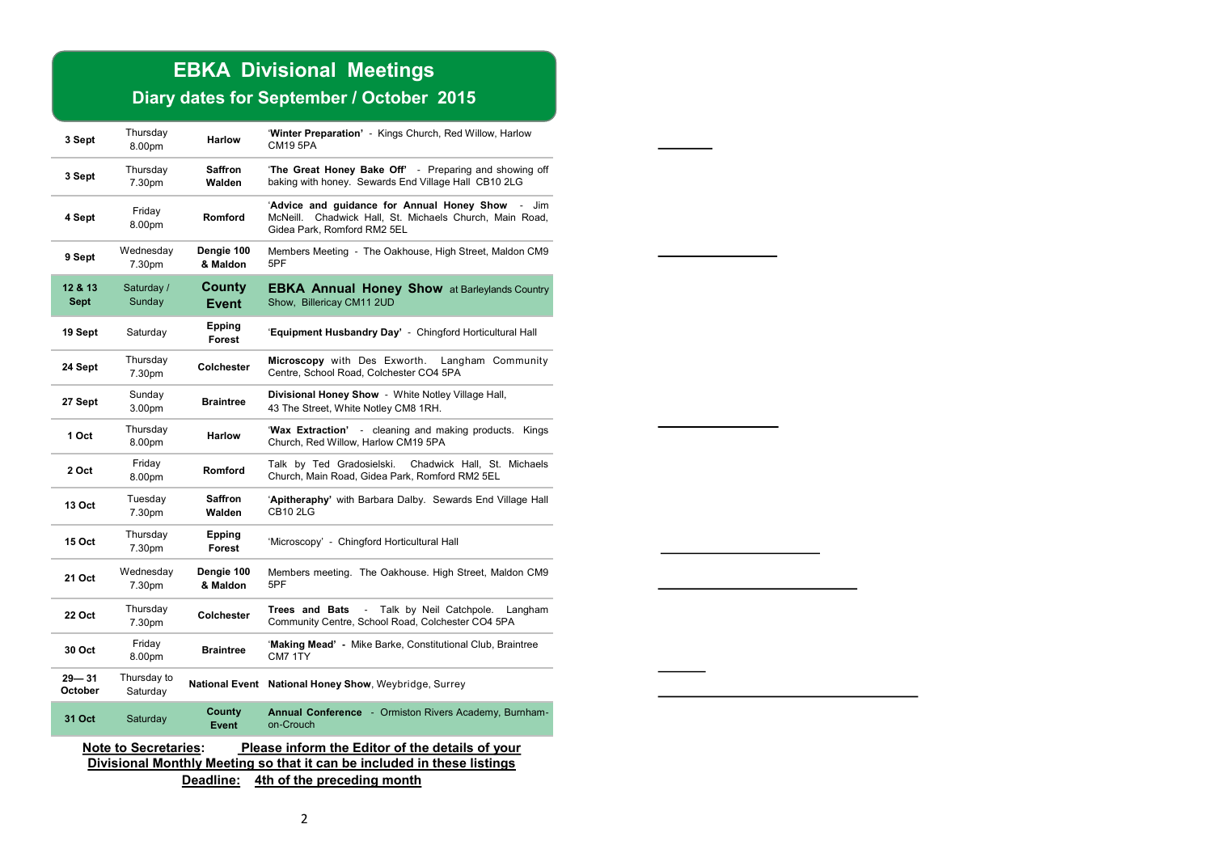# EBKA Divisional Meetings

## Diary dates for September / October 2015

| Date | Day / Time | Division | Details |
|---|---|---|---|
| **3 Sept** | Thursday 8.00pm | **Harlow** | '**Winter Preparation'** - Kings Church, Red Willow, Harlow CM19 5PA |
| **3 Sept** | Thursday 7.30pm | **Saffron Walden** | '**The Great Honey Bake Off'** - Preparing and showing off baking with honey. Sewards End Village Hall CB10 2LG |
| **4 Sept** | Friday 8.00pm | **Romford** | '**Advice and guidance for Annual Honey Show** - Jim McNeill. Chadwick Hall, St. Michaels Church, Main Road, Gidea Park, Romford RM2 5EL |
| **9 Sept** | Wednesday 7.30pm | **Dengie 100 & Maldon** | Members Meeting - The Oakhouse, High Street, Maldon CM9 5PF |
| **12 & 13 Sept** | Saturday / Sunday | **County Event** | **EBKA Annual Honey Show** at Barleylands Country Show, Billericay CM11 2UD |
| **19 Sept** | Saturday | **Epping Forest** | '**Equipment Husbandry Day'** - Chingford Horticultural Hall |
| **24 Sept** | Thursday 7.30pm | **Colchester** | **Microscopy** with Des Exworth. Langham Community Centre, School Road, Colchester CO4 5PA |
| **27 Sept** | Sunday 3.00pm | **Braintree** | **Divisional Honey Show** - White Notley Village Hall, 43 The Street, White Notley CM8 1RH. |
| **1 Oct** | Thursday 8.00pm | **Harlow** | '**Wax Extraction'** - cleaning and making products. Kings Church, Red Willow, Harlow CM19 5PA |
| **2 Oct** | Friday 8.00pm | **Romford** | Talk by Ted Gradosielski. Chadwick Hall, St. Michaels Church, Main Road, Gidea Park, Romford RM2 5EL |
| **13 Oct** | Tuesday 7.30pm | **Saffron Walden** | '**Apitheraphy'** with Barbara Dalby. Sewards End Village Hall CB10 2LG |
| **15 Oct** | Thursday 7.30pm | **Epping Forest** | 'Microscopy' - Chingford Horticultural Hall |
| **21 Oct** | Wednesday 7.30pm | **Dengie 100 & Maldon** | Members meeting. The Oakhouse. High Street, Maldon CM9 5PF |
| **22 Oct** | Thursday 7.30pm | **Colchester** | **Trees and Bats** - Talk by Neil Catchpole. Langham Community Centre, School Road, Colchester CO4 5PA |
| **30 Oct** | Friday 8.00pm | **Braintree** | '**Making Mead' -** Mike Barke, Constitutional Club, Braintree CM7 1TY |
| **29— 31 October** | Thursday to Saturday | **National Event** | **National Honey Show**, Weybridge, Surrey |
| **31 Oct** | Saturday | **County Event** | **Annual Conference** - Ormiston Rivers Academy, Burnham-on-Crouch |

**Note to Secretaries: Please inform the Editor of the details of your Divisional Monthly Meeting so that it can be included in these listings**

**Deadline: 4th of the preceding month**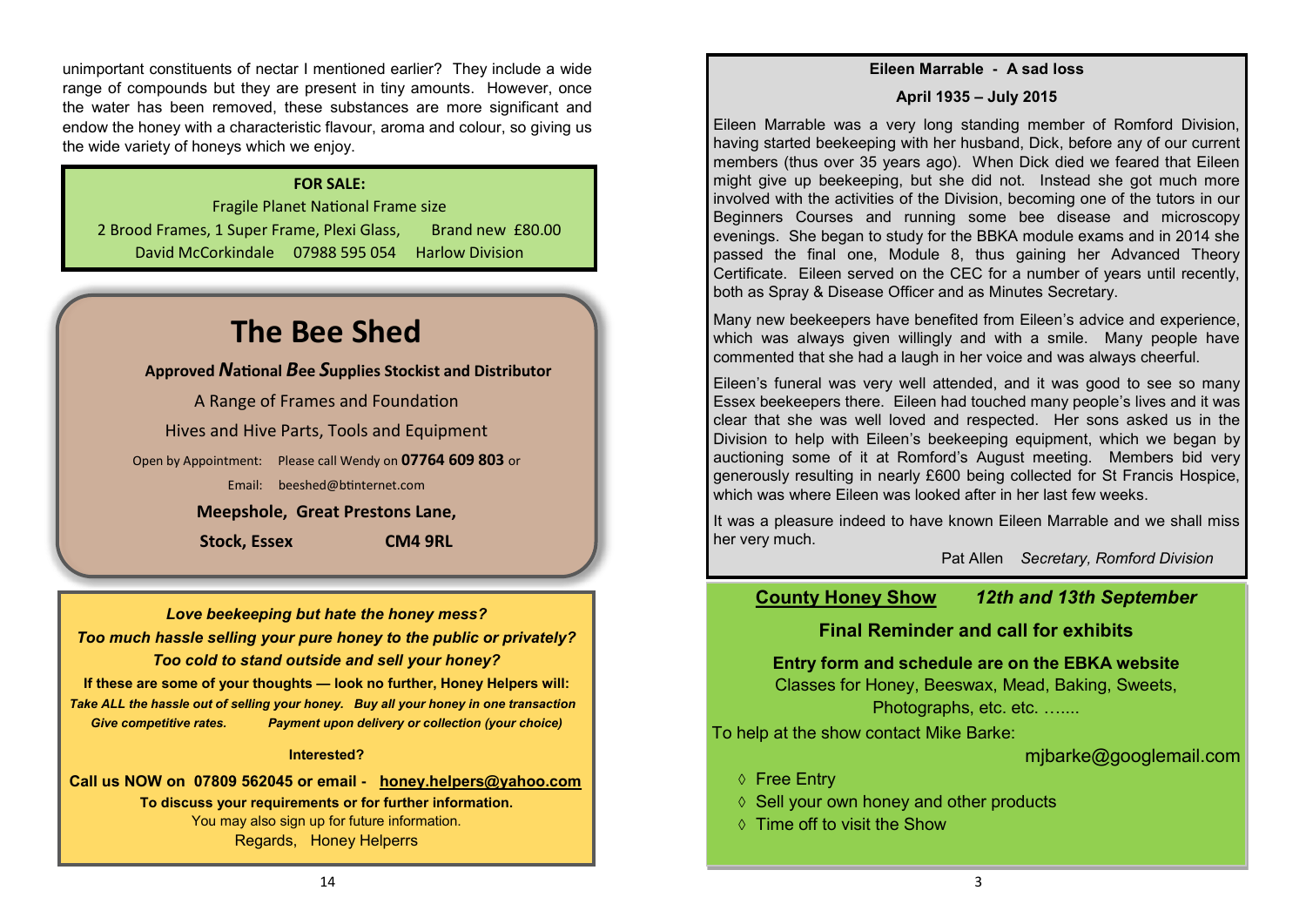unimportant constituents of nectar I mentioned earlier? They include a wide range of compounds but they are present in tiny amounts. However, once the water has been removed, these substances are more significant and endow the honey with a characteristic flavour, aroma and colour, so giving us the wide variety of honeys which we enjoy.

**FOR SALE:**

Fragile Planet National Frame size

2 Brood Frames, 1 Super Frame, Plexi Glass, Brand new £80.00

David McCorkindale 07988 595 054 Harlow Division

# The Bee Shed

**Approved *N*ational *B*ee *S*upplies Stockist and Distributor**

A Range of Frames and Foundation

Hives and Hive Parts, Tools and Equipment

Open by Appointment: Please call Wendy on **07764 609 803** or

Email: beeshed@btinternet.com

**Meepshole, Great Prestons Lane,**

**Stock, Essex CM4 9RL**

***Love beekeeping but hate the honey mess?***

***Too much hassle selling your pure honey to the public or privately?***

***Too cold to stand outside and sell your honey?***

**If these are some of your thoughts — look no further, Honey Helpers will:**

***Take ALL the hassle out of selling your honey. Buy all your honey in one transaction***

***Give competitive rates. Payment upon delivery or collection (your choice)***

**Interested?**

**Call us NOW on 07809 562045 or email - honey.helpers@yahoo.com**

**To discuss your requirements or for further information.**

You may also sign up for future information.

Regards, Honey Helperrs

## Eileen Marrable - A sad loss

**April 1935 – July 2015**

Eileen Marrable was a very long standing member of Romford Division, having started beekeeping with her husband, Dick, before any of our current members (thus over 35 years ago). When Dick died we feared that Eileen might give up beekeeping, but she did not. Instead she got much more involved with the activities of the Division, becoming one of the tutors in our Beginners Courses and running some bee disease and microscopy evenings. She began to study for the BBKA module exams and in 2014 she passed the final one, Module 8, thus gaining her Advanced Theory Certificate. Eileen served on the CEC for a number of years until recently, both as Spray & Disease Officer and as Minutes Secretary.

Many new beekeepers have benefited from Eileen's advice and experience, which was always given willingly and with a smile. Many people have commented that she had a laugh in her voice and was always cheerful.

Eileen's funeral was very well attended, and it was good to see so many Essex beekeepers there. Eileen had touched many people's lives and it was clear that she was well loved and respected. Her sons asked us in the Division to help with Eileen's beekeeping equipment, which we began by auctioning some of it at Romford's August meeting. Members bid very generously resulting in nearly £600 being collected for St Francis Hospice, which was where Eileen was looked after in her last few weeks.

It was a pleasure indeed to have known Eileen Marrable and we shall miss her very much.

Pat Allen *Secretary, Romford Division*

## County Honey Show *12th and 13th September*

**Final Reminder and call for exhibits**

**Entry form and schedule are on the EBKA website**

Classes for Honey, Beeswax, Mead, Baking, Sweets, Photographs, etc. etc. …....

To help at the show contact Mike Barke: mjbarke@googlemail.com

- Free Entry
- Sell your own honey and other products
- Time off to visit the Show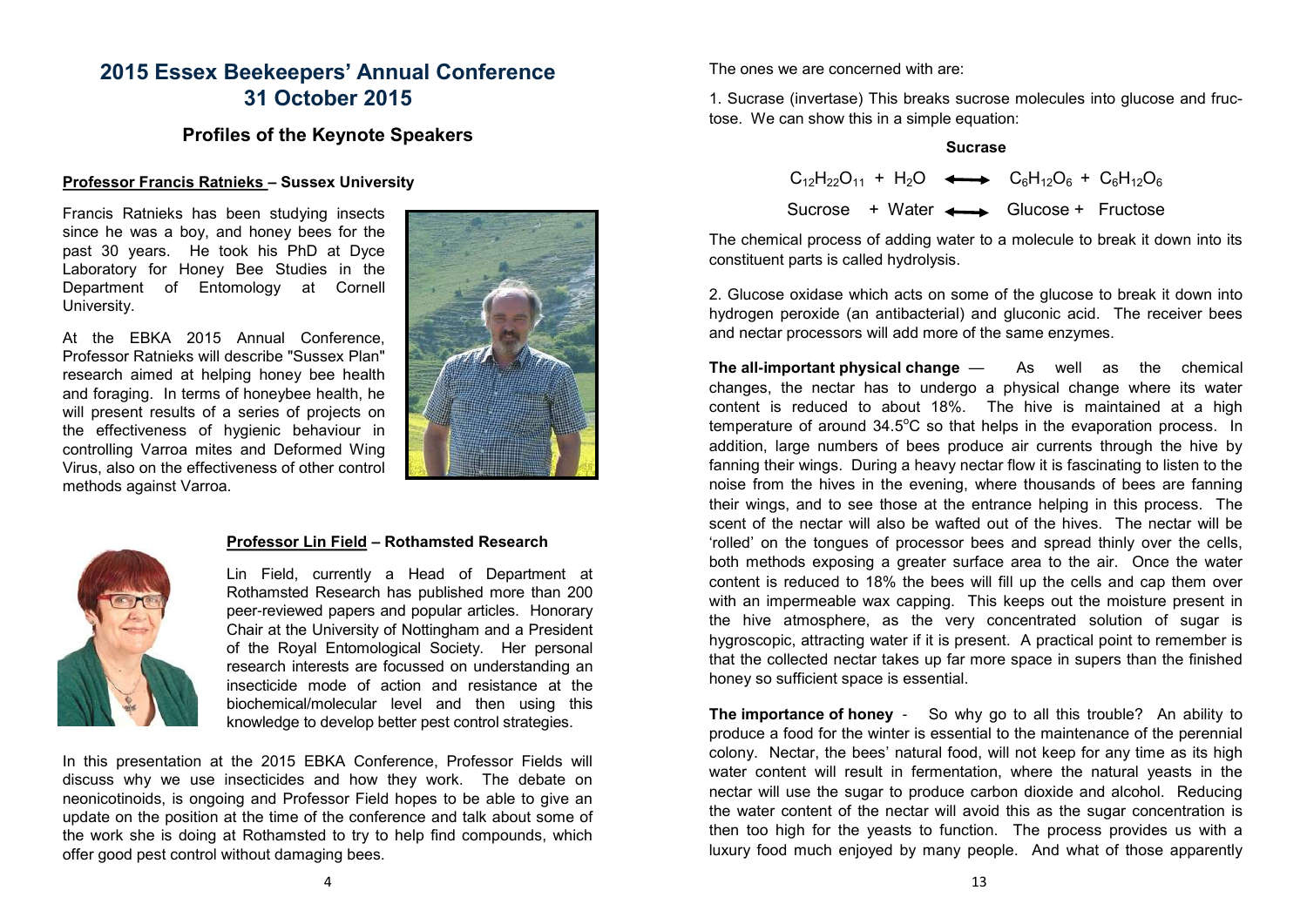# 2015 Essex Beekeepers' Annual Conference 31 October 2015

## Profiles of the Keynote Speakers

**Professor Francis Ratnieks – Sussex University**

Francis Ratnieks has been studying insects since he was a boy, and honey bees for the past 30 years. He took his PhD at Dyce Laboratory for Honey Bee Studies in the Department of Entomology at Cornell University.

At the EBKA 2015 Annual Conference, Professor Ratnieks will describe "Sussex Plan" research aimed at helping honey bee health and foraging. In terms of honeybee health, he will present results of a series of projects on the effectiveness of hygienic behaviour in controlling Varroa mites and Deformed Wing Virus, also on the effectiveness of other control methods against Varroa.

**Professor Lin Field – Rothamsted Research**

Lin Field, currently a Head of Department at Rothamsted Research has published more than 200 peer-reviewed papers and popular articles. Honorary Chair at the University of Nottingham and a President of the Royal Entomological Society. Her personal research interests are focussed on understanding an insecticide mode of action and resistance at the biochemical/molecular level and then using this knowledge to develop better pest control strategies.

In this presentation at the 2015 EBKA Conference, Professor Fields will discuss why we use insecticides and how they work. The debate on neonicotinoids, is ongoing and Professor Field hopes to be able to give an update on the position at the time of the conference and talk about some of the work she is doing at Rothamsted to try to help find compounds, which offer good pest control without damaging bees.

The ones we are concerned with are:

1. Sucrase (invertase) This breaks sucrose molecules into glucose and fructose. We can show this in a simple equation:

**Sucrase**

$$C_{12}H_{22}O_{11} + H_2O \longleftrightarrow C_6H_{12}O_6 + C_6H_{12}O_6$$

Sucrose + Water ⟷ Glucose + Fructose

The chemical process of adding water to a molecule to break it down into its constituent parts is called hydrolysis.

2. Glucose oxidase which acts on some of the glucose to break it down into hydrogen peroxide (an antibacterial) and gluconic acid. The receiver bees and nectar processors will add more of the same enzymes.

**The all-important physical change** — As well as the chemical changes, the nectar has to undergo a physical change where its water content is reduced to about 18%. The hive is maintained at a high temperature of around 34.5°C so that helps in the evaporation process. In addition, large numbers of bees produce air currents through the hive by fanning their wings. During a heavy nectar flow it is fascinating to listen to the noise from the hives in the evening, where thousands of bees are fanning their wings, and to see those at the entrance helping in this process. The scent of the nectar will also be wafted out of the hives. The nectar will be 'rolled' on the tongues of processor bees and spread thinly over the cells, both methods exposing a greater surface area to the air. Once the water content is reduced to 18% the bees will fill up the cells and cap them over with an impermeable wax capping. This keeps out the moisture present in the hive atmosphere, as the very concentrated solution of sugar is hygroscopic, attracting water if it is present. A practical point to remember is that the collected nectar takes up far more space in supers than the finished honey so sufficient space is essential.

**The importance of honey** - So why go to all this trouble? An ability to produce a food for the winter is essential to the maintenance of the perennial colony. Nectar, the bees' natural food, will not keep for any time as its high water content will result in fermentation, where the natural yeasts in the nectar will use the sugar to produce carbon dioxide and alcohol. Reducing the water content of the nectar will avoid this as the sugar concentration is then too high for the yeasts to function. The process provides us with a luxury food much enjoyed by many people. And what of those apparently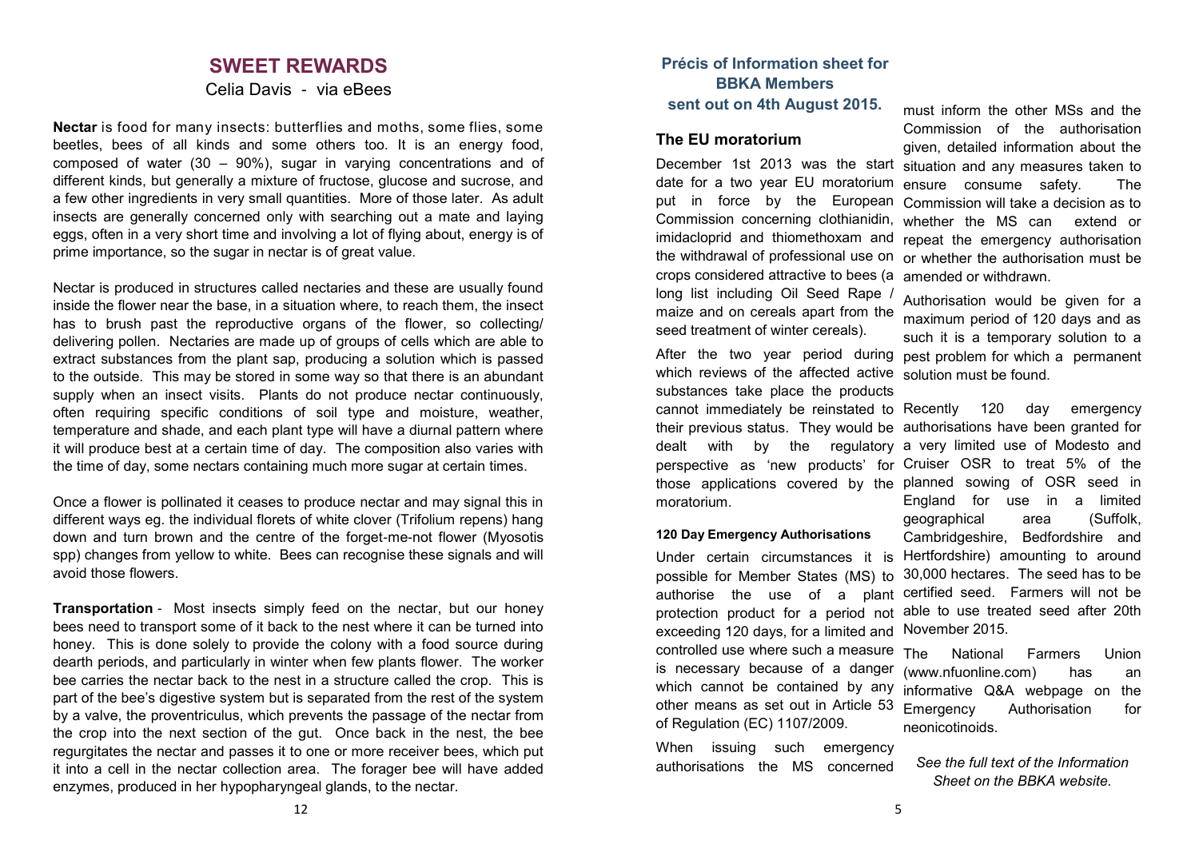# SWEET REWARDS

Celia Davis - via eBees

**Nectar** is food for many insects: butterflies and moths, some flies, some beetles, bees of all kinds and some others too. It is an energy food, composed of water (30 – 90%), sugar in varying concentrations and of different kinds, but generally a mixture of fructose, glucose and sucrose, and a few other ingredients in very small quantities. More of those later. As adult insects are generally concerned only with searching out a mate and laying eggs, often in a very short time and involving a lot of flying about, energy is of prime importance, so the sugar in nectar is of great value.

Nectar is produced in structures called nectaries and these are usually found inside the flower near the base, in a situation where, to reach them, the insect has to brush past the reproductive organs of the flower, so collecting/ delivering pollen. Nectaries are made up of groups of cells which are able to extract substances from the plant sap, producing a solution which is passed to the outside. This may be stored in some way so that there is an abundant supply when an insect visits. Plants do not produce nectar continuously, often requiring specific conditions of soil type and moisture, weather, temperature and shade, and each plant type will have a diurnal pattern where it will produce best at a certain time of day. The composition also varies with the time of day, some nectars containing much more sugar at certain times.

Once a flower is pollinated it ceases to produce nectar and may signal this in different ways eg. the individual florets of white clover (Trifolium repens) hang down and turn brown and the centre of the forget-me-not flower (Myosotis spp) changes from yellow to white. Bees can recognise these signals and will avoid those flowers.

**Transportation** - Most insects simply feed on the nectar, but our honey bees need to transport some of it back to the nest where it can be turned into honey. This is done solely to provide the colony with a food source during dearth periods, and particularly in winter when few plants flower. The worker bee carries the nectar back to the nest in a structure called the crop. This is part of the bee's digestive system but is separated from the rest of the system by a valve, the proventriculus, which prevents the passage of the nectar from the crop into the next section of the gut. Once back in the nest, the bee regurgitates the nectar and passes it to one or more receiver bees, which put it into a cell in the nectar collection area. The forager bee will have added enzymes, produced in her hypopharyngeal glands, to the nectar.

## Précis of Information sheet for BBKA Members sent out on 4th August 2015.

### The EU moratorium

December 1st 2013 was the start date for a two year EU moratorium put in force by the European Commission concerning clothianidin, imidacloprid and thiomethoxam and the withdrawal of professional use on crops considered attractive to bees (a long list including Oil Seed Rape / maize and on cereals apart from the seed treatment of winter cereals).

After the two year period during which reviews of the affected active substances take place the products cannot immediately be reinstated to their previous status. They would be dealt with by the regulatory perspective as 'new products' for those applications covered by the moratorium.

#### 120 Day Emergency Authorisations

Under certain circumstances it is possible for Member States (MS) to authorise the use of a plant protection product for a period not exceeding 120 days, for a limited and controlled use where such a measure is necessary because of a danger which cannot be contained by any other means as set out in Article 53 of Regulation (EC) 1107/2009.

When issuing such emergency authorisations the MS concerned must inform the other MSs and the Commission of the authorisation given, detailed information about the situation and any measures taken to ensure consume safety. The Commission will take a decision as to whether the MS can extend or repeat the emergency authorisation or whether the authorisation must be amended or withdrawn.

Authorisation would be given for a maximum period of 120 days and as such it is a temporary solution to a pest problem for which a permanent solution must be found.

Recently 120 day emergency authorisations have been granted for a very limited use of Modesto and Cruiser OSR to treat 5% of the planned sowing of OSR seed in England for use in a limited geographical area (Suffolk, Cambridgeshire, Bedfordshire and Hertfordshire) amounting to around 30,000 hectares. The seed has to be certified seed. Farmers will not be able to use treated seed after 20th November 2015.

The National Farmers Union (www.nfuonline.com) has an informative Q&A webpage on the Emergency Authorisation for neonicotinoids.

*See the full text of the Information Sheet on the BBKA website.*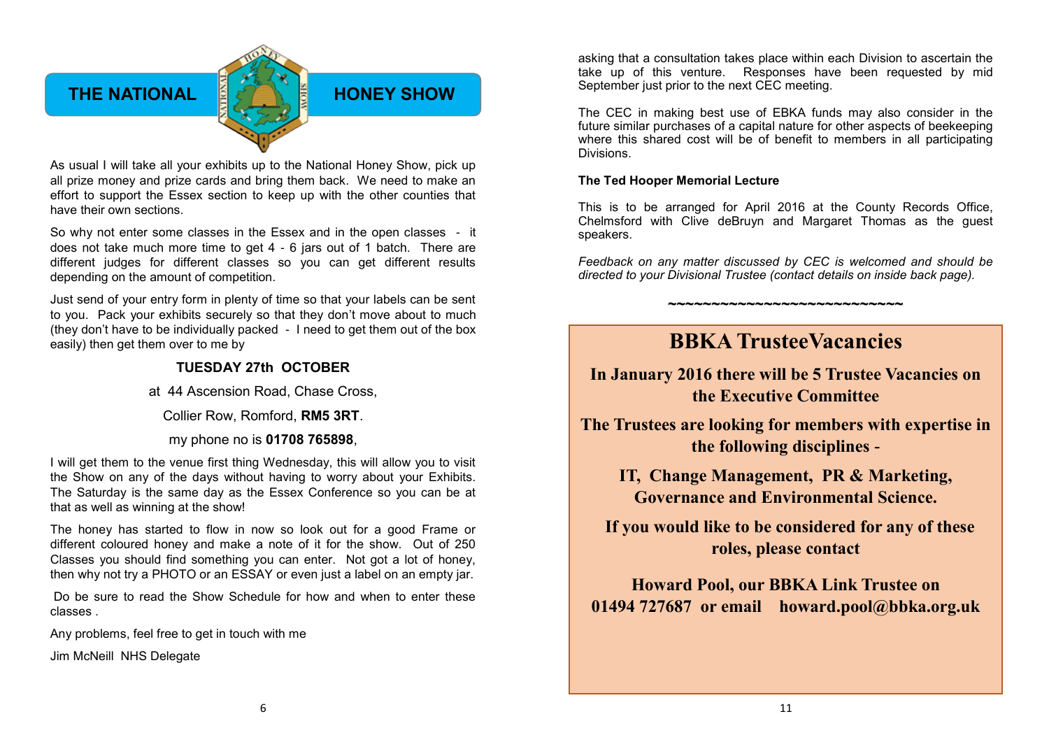## THE NATIONAL HONEY SHOW

As usual I will take all your exhibits up to the National Honey Show, pick up all prize money and prize cards and bring them back. We need to make an effort to support the Essex section to keep up with the other counties that have their own sections.

So why not enter some classes in the Essex and in the open classes - it does not take much more time to get 4 - 6 jars out of 1 batch. There are different judges for different classes so you can get different results depending on the amount of competition.

Just send of your entry form in plenty of time so that your labels can be sent to you. Pack your exhibits securely so that they don't move about to much (they don't have to be individually packed - I need to get them out of the box easily) then get them over to me by

**TUESDAY 27th OCTOBER**

at 44 Ascension Road, Chase Cross,

Collier Row, Romford, **RM5 3RT**.

my phone no is **01708 765898**,

I will get them to the venue first thing Wednesday, this will allow you to visit the Show on any of the days without having to worry about your Exhibits. The Saturday is the same day as the Essex Conference so you can be at that as well as winning at the show!

The honey has started to flow in now so look out for a good Frame or different coloured honey and make a note of it for the show. Out of 250 Classes you should find something you can enter. Not got a lot of honey, then why not try a PHOTO or an ESSAY or even just a label on an empty jar.

Do be sure to read the Show Schedule for how and when to enter these classes .

Any problems, feel free to get in touch with me

Jim McNeill NHS Delegate

asking that a consultation takes place within each Division to ascertain the take up of this venture. Responses have been requested by mid September just prior to the next CEC meeting.

The CEC in making best use of EBKA funds may also consider in the future similar purchases of a capital nature for other aspects of beekeeping where this shared cost will be of benefit to members in all participating Divisions.

**The Ted Hooper Memorial Lecture**

This is to be arranged for April 2016 at the County Records Office, Chelmsford with Clive deBruyn and Margaret Thomas as the guest speakers.

*Feedback on any matter discussed by CEC is welcomed and should be directed to your Divisional Trustee (contact details on inside back page).*

~~~~~~~~~~~~~~~~~~~~~~~~~~~~

## BBKA TrusteeVacancies

**In January 2016 there will be 5 Trustee Vacancies on the Executive Committee**

**The Trustees are looking for members with expertise in the following disciplines -**

**IT, Change Management, PR & Marketing, Governance and Environmental Science.**

**If you would like to be considered for any of these roles, please contact**

**Howard Pool, our BBKA Link Trustee on 01494 727687 or email howard.pool@bbka.org.uk**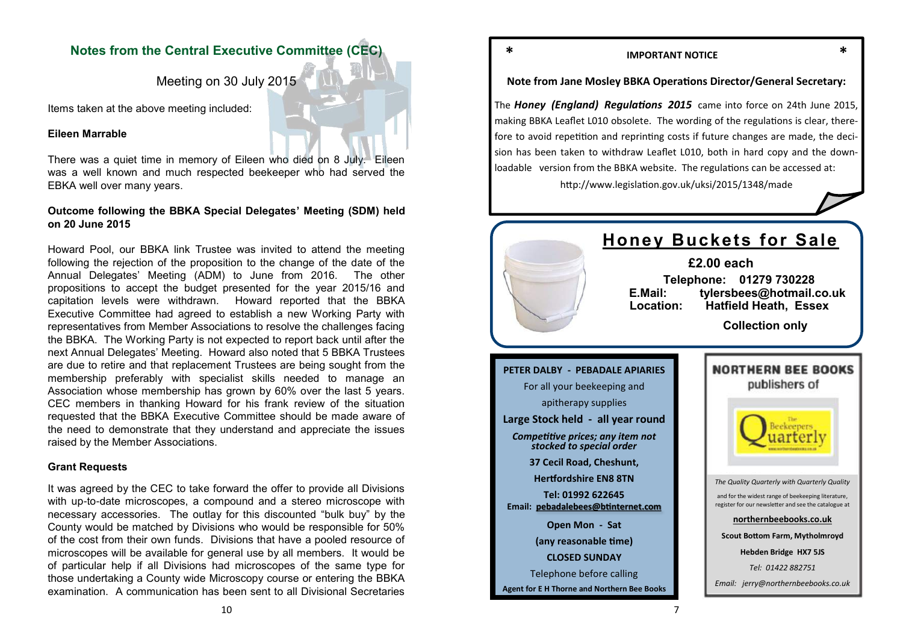## Notes from the Central Executive Committee (CEC)

### Meeting on 30 July 2015

Items taken at the above meeting included:

**Eileen Marrable**

There was a quiet time in memory of Eileen who died on 8 July. Eileen was a well known and much respected beekeeper who had served the EBKA well over many years.

**Outcome following the BBKA Special Delegates' Meeting (SDM) held on 20 June 2015**

Howard Pool, our BBKA link Trustee was invited to attend the meeting following the rejection of the proposition to the change of the date of the Annual Delegates' Meeting (ADM) to June from 2016. The other propositions to accept the budget presented for the year 2015/16 and capitation levels were withdrawn. Howard reported that the BBKA Executive Committee had agreed to establish a new Working Party with representatives from Member Associations to resolve the challenges facing the BBKA. The Working Party is not expected to report back until after the next Annual Delegates' Meeting. Howard also noted that 5 BBKA Trustees are due to retire and that replacement Trustees are being sought from the membership preferably with specialist skills needed to manage an Association whose membership has grown by 60% over the last 5 years. CEC members in thanking Howard for his frank review of the situation requested that the BBKA Executive Committee should be made aware of the need to demonstrate that they understand and appreciate the issues raised by the Member Associations.

**Grant Requests**

It was agreed by the CEC to take forward the offer to provide all Divisions with up-to-date microscopes, a compound and a stereo microscope with necessary accessories. The outlay for this discounted "bulk buy" by the County would be matched by Divisions who would be responsible for 50% of the cost from their own funds. Divisions that have a pooled resource of microscopes will be available for general use by all members. It would be of particular help if all Divisions had microscopes of the same type for those undertaking a County wide Microscopy course or entering the BBKA examination. A communication has been sent to all Divisional Secretaries

---

**IMPORTANT NOTICE**

**Note from Jane Mosley BBKA Operations Director/General Secretary:**

The ***Honey (England) Regulations 2015*** came into force on 24th June 2015, making BBKA Leaflet L010 obsolete. The wording of the regulations is clear, therefore to avoid repetition and reprinting costs if future changes are made, the decision has been taken to withdraw Leaflet L010, both in hard copy and the downloadable version from the BBKA website. The regulations can be accessed at:

http://www.legislation.gov.uk/uksi/2015/1348/made

---

## Honey Buckets for Sale

**£2.00 each**

**Telephone: 01279 730228**
**E.Mail: tylersbees@hotmail.co.uk**
**Location: Hatfield Heath, Essex**

**Collection only**

---

**PETER DALBY - PEBADALE APIARIES**

For all your beekeeping and apitherapy supplies

**Large Stock held - all year round**

***Competitive prices; any item not stocked to special order***

**37 Cecil Road, Cheshunt,**
**Hertfordshire EN8 8TN**

**Tel: 01992 622645**
**Email: pebadalebees@btinternet.com**

**Open Mon - Sat**
**(any reasonable time)**
**CLOSED SUNDAY**

Telephone before calling

**Agent for E H Thorne and Northern Bee Books**

---

**NORTHERN BEE BOOKS**
publishers of

The Beekeepers Quarterly

*The Quality Quarterly with Quarterly Quality*

and for the widest range of beekeeping literature, register for our newsletter and see the catalogue at

**northernbeebooks.co.uk**

**Scout Bottom Farm, Mytholmroyd**
**Hebden Bridge HX7 5JS**

*Tel: 01422 882751*

*Email: jerry@northernbeebooks.co.uk*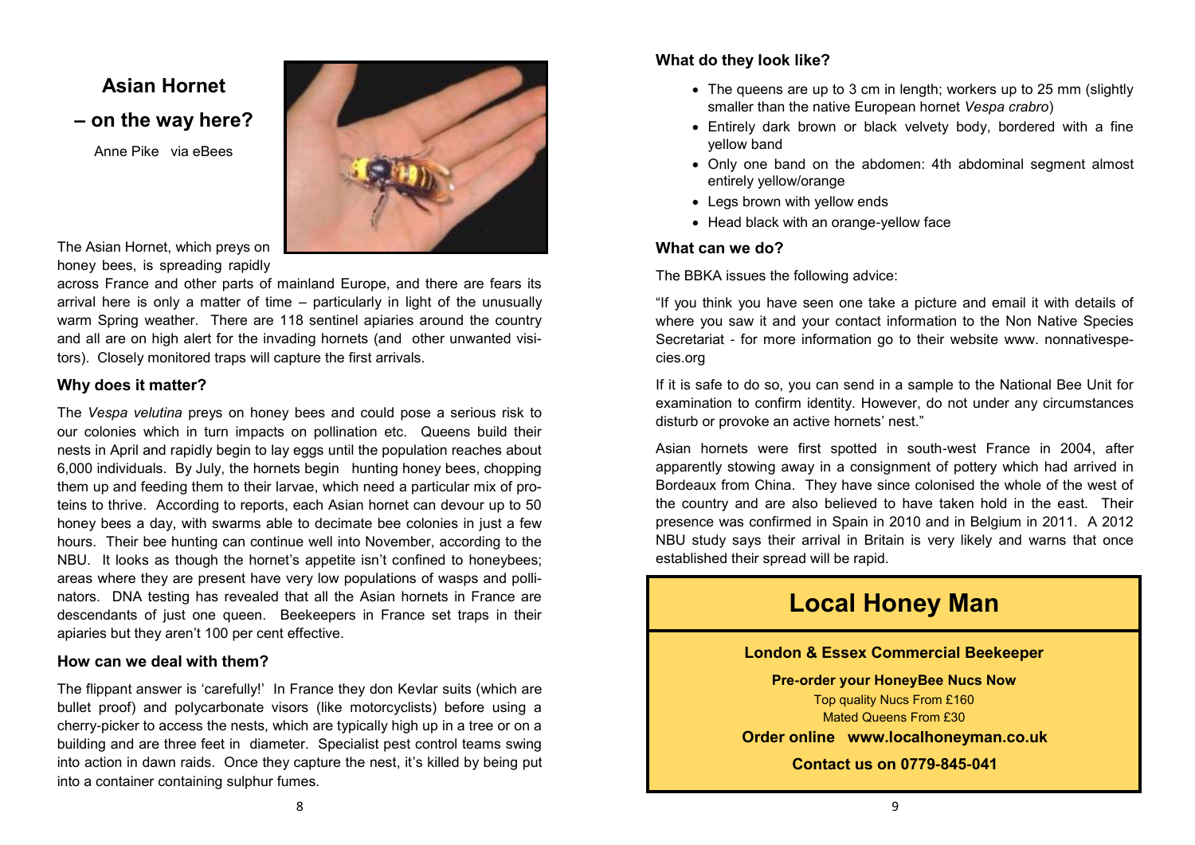## Asian Hornet

## – on the way here?

Anne Pike via eBees

The Asian Hornet, which preys on honey bees, is spreading rapidly across France and other parts of mainland Europe, and there are fears its arrival here is only a matter of time – particularly in light of the unusually warm Spring weather. There are 118 sentinel apiaries around the country and all are on high alert for the invading hornets (and other unwanted visitors). Closely monitored traps will capture the first arrivals.

### Why does it matter?

The *Vespa velutina* preys on honey bees and could pose a serious risk to our colonies which in turn impacts on pollination etc. Queens build their nests in April and rapidly begin to lay eggs until the population reaches about 6,000 individuals. By July, the hornets begin hunting honey bees, chopping them up and feeding them to their larvae, which need a particular mix of proteins to thrive. According to reports, each Asian hornet can devour up to 50 honey bees a day, with swarms able to decimate bee colonies in just a few hours. Their bee hunting can continue well into November, according to the NBU. It looks as though the hornet's appetite isn't confined to honeybees; areas where they are present have very low populations of wasps and pollinators. DNA testing has revealed that all the Asian hornets in France are descendants of just one queen. Beekeepers in France set traps in their apiaries but they aren't 100 per cent effective.

### How can we deal with them?

The flippant answer is 'carefully!' In France they don Kevlar suits (which are bullet proof) and polycarbonate visors (like motorcyclists) before using a cherry-picker to access the nests, which are typically high up in a tree or on a building and are three feet in diameter. Specialist pest control teams swing into action in dawn raids. Once they capture the nest, it's killed by being put into a container containing sulphur fumes.

### What do they look like?

- The queens are up to 3 cm in length; workers up to 25 mm (slightly smaller than the native European hornet *Vespa crabro*)
- Entirely dark brown or black velvety body, bordered with a fine yellow band
- Only one band on the abdomen: 4th abdominal segment almost entirely yellow/orange
- Legs brown with yellow ends
- Head black with an orange-yellow face

### What can we do?

The BBKA issues the following advice:

"If you think you have seen one take a picture and email it with details of where you saw it and your contact information to the Non Native Species Secretariat - for more information go to their website www. nonnativespecies.org

If it is safe to do so, you can send in a sample to the National Bee Unit for examination to confirm identity. However, do not under any circumstances disturb or provoke an active hornets' nest."

Asian hornets were first spotted in south-west France in 2004, after apparently stowing away in a consignment of pottery which had arrived in Bordeaux from China. They have since colonised the whole of the west of the country and are also believed to have taken hold in the east. Their presence was confirmed in Spain in 2010 and in Belgium in 2011. A 2012 NBU study says their arrival in Britain is very likely and warns that once established their spread will be rapid.

## Local Honey Man

**London & Essex Commercial Beekeeper**

**Pre-order your HoneyBee Nucs Now**

Top quality Nucs From £160

Mated Queens From £30

**Order online www.localhoneyman.co.uk**

**Contact us on 0779-845-041**